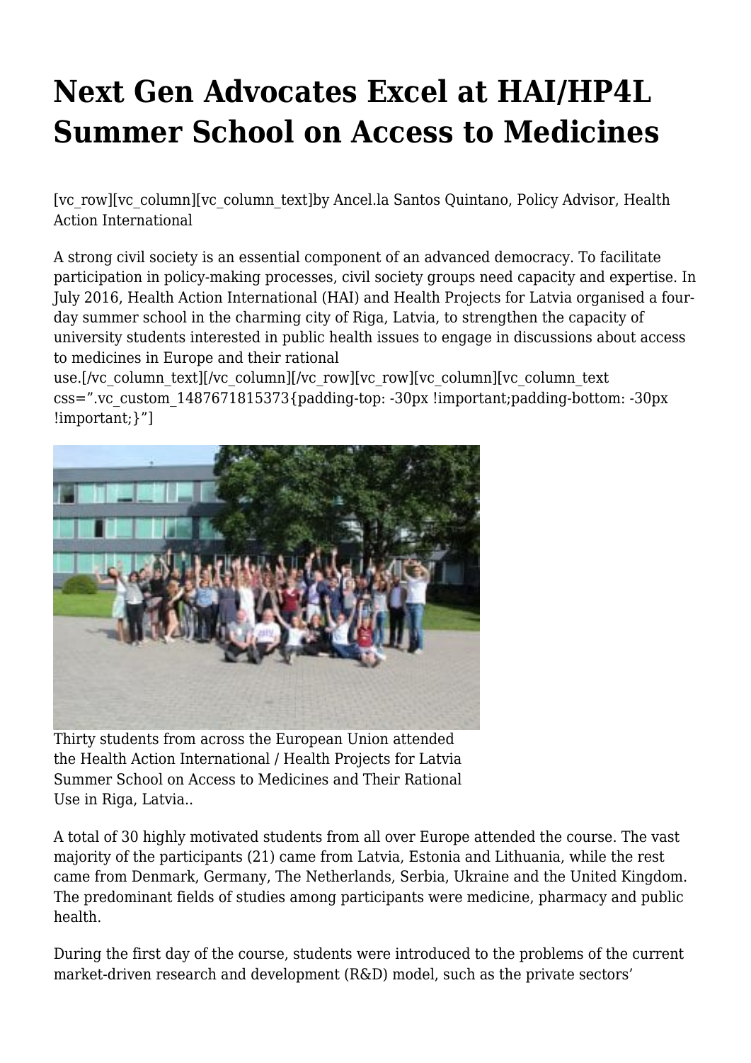# Next Gen Advocates Excel at HAI/HP4L Summer School on Access to Medicines

[vc_row][vc_column][vc_column_text]by Ancel.la Santos Quintano, Policy Advisor, Health Action International

A strong civil society is an essential component of an advanced democracy. To facilitate participation in policy-making processes, civil society groups need capacity and expertise. In July 2016, Health Action International (HAI) and Health Projects for Latvia organised a four-day summer school in the charming city of Riga, Latvia, to strengthen the capacity of university students interested in public health issues to engage in discussions about access to medicines in Europe and their rational use.[/vc_column_text][/vc_column][/vc_row][vc_row][vc_column][vc_column_text css=".vc_custom_1487671815373{padding-top: -30px !important;padding-bottom: -30px !important;}"]

Thirty students from across the European Union attended the Health Action International / Health Projects for Latvia Summer School on Access to Medicines and Their Rational Use in Riga, Latvia..

A total of 30 highly motivated students from all over Europe attended the course. The vast majority of the participants (21) came from Latvia, Estonia and Lithuania, while the rest came from Denmark, Germany, The Netherlands, Serbia, Ukraine and the United Kingdom. The predominant fields of studies among participants were medicine, pharmacy and public health.

During the first day of the course, students were introduced to the problems of the current market-driven research and development (R&D) model, such as the private sectors'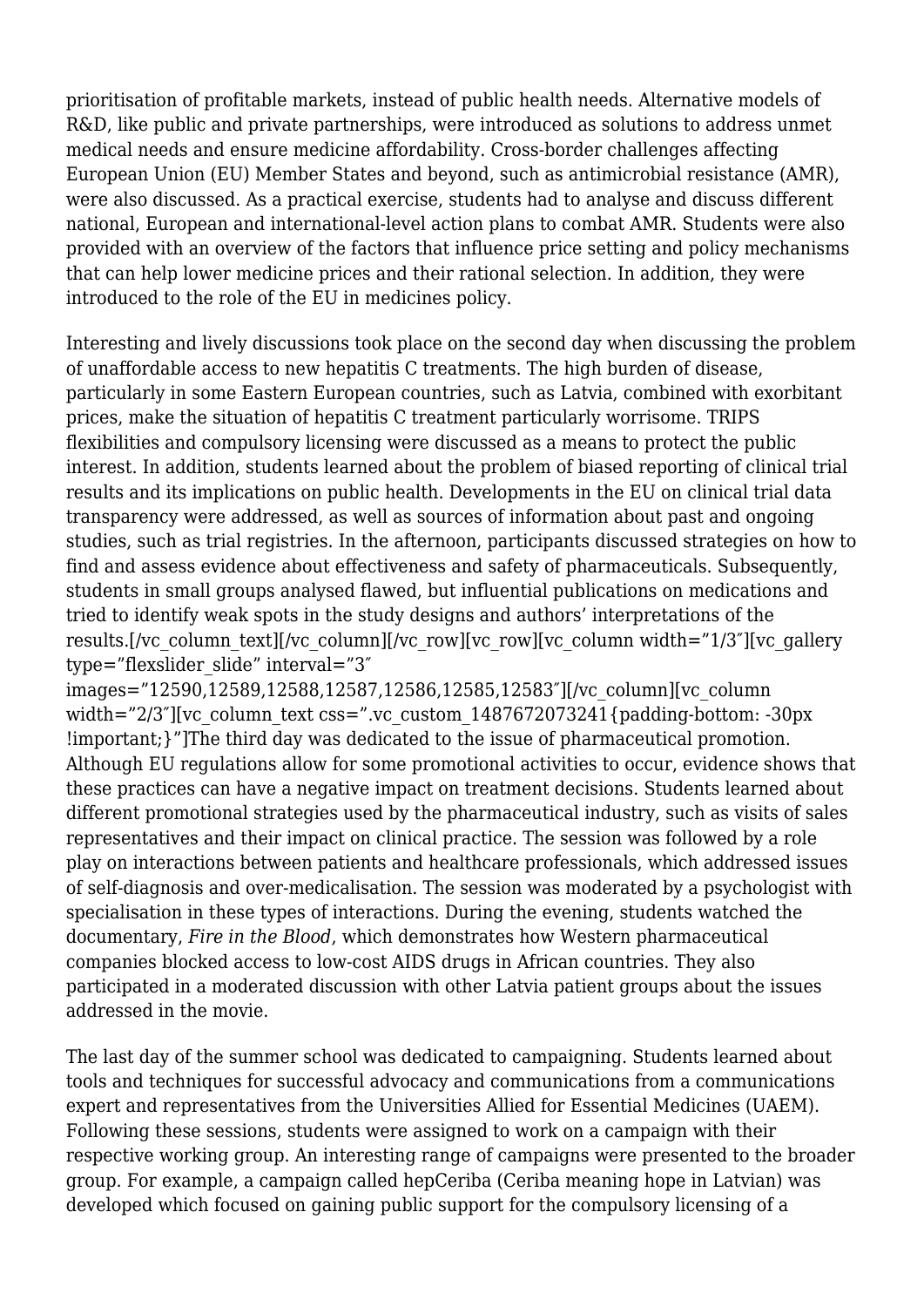prioritisation of profitable markets, instead of public health needs. Alternative models of R&D, like public and private partnerships, were introduced as solutions to address unmet medical needs and ensure medicine affordability. Cross-border challenges affecting European Union (EU) Member States and beyond, such as antimicrobial resistance (AMR), were also discussed. As a practical exercise, students had to analyse and discuss different national, European and international-level action plans to combat AMR. Students were also provided with an overview of the factors that influence price setting and policy mechanisms that can help lower medicine prices and their rational selection. In addition, they were introduced to the role of the EU in medicines policy.

Interesting and lively discussions took place on the second day when discussing the problem of unaffordable access to new hepatitis C treatments. The high burden of disease, particularly in some Eastern European countries, such as Latvia, combined with exorbitant prices, make the situation of hepatitis C treatment particularly worrisome. TRIPS flexibilities and compulsory licensing were discussed as a means to protect the public interest. In addition, students learned about the problem of biased reporting of clinical trial results and its implications on public health. Developments in the EU on clinical trial data transparency were addressed, as well as sources of information about past and ongoing studies, such as trial registries. In the afternoon, participants discussed strategies on how to find and assess evidence about effectiveness and safety of pharmaceuticals. Subsequently, students in small groups analysed flawed, but influential publications on medications and tried to identify weak spots in the study designs and authors' interpretations of the results.[/vc_column_text][/vc_column][/vc_row][vc_row][vc_column width="1/3″][vc_gallery type="flexslider_slide" interval="3″ images="12590,12589,12588,12587,12586,12585,12583″][/vc_column][vc_column width="2/3″][vc_column_text css=".vc_custom_1487672073241{padding-bottom: -30px !important;}"]The third day was dedicated to the issue of pharmaceutical promotion. Although EU regulations allow for some promotional activities to occur, evidence shows that these practices can have a negative impact on treatment decisions. Students learned about different promotional strategies used by the pharmaceutical industry, such as visits of sales representatives and their impact on clinical practice. The session was followed by a role play on interactions between patients and healthcare professionals, which addressed issues of self-diagnosis and over-medicalisation. The session was moderated by a psychologist with specialisation in these types of interactions. During the evening, students watched the documentary, *Fire in the Blood*, which demonstrates how Western pharmaceutical companies blocked access to low-cost AIDS drugs in African countries. They also participated in a moderated discussion with other Latvia patient groups about the issues addressed in the movie.

The last day of the summer school was dedicated to campaigning. Students learned about tools and techniques for successful advocacy and communications from a communications expert and representatives from the Universities Allied for Essential Medicines (UAEM). Following these sessions, students were assigned to work on a campaign with their respective working group. An interesting range of campaigns were presented to the broader group. For example, a campaign called hepCeriba (Ceriba meaning hope in Latvian) was developed which focused on gaining public support for the compulsory licensing of a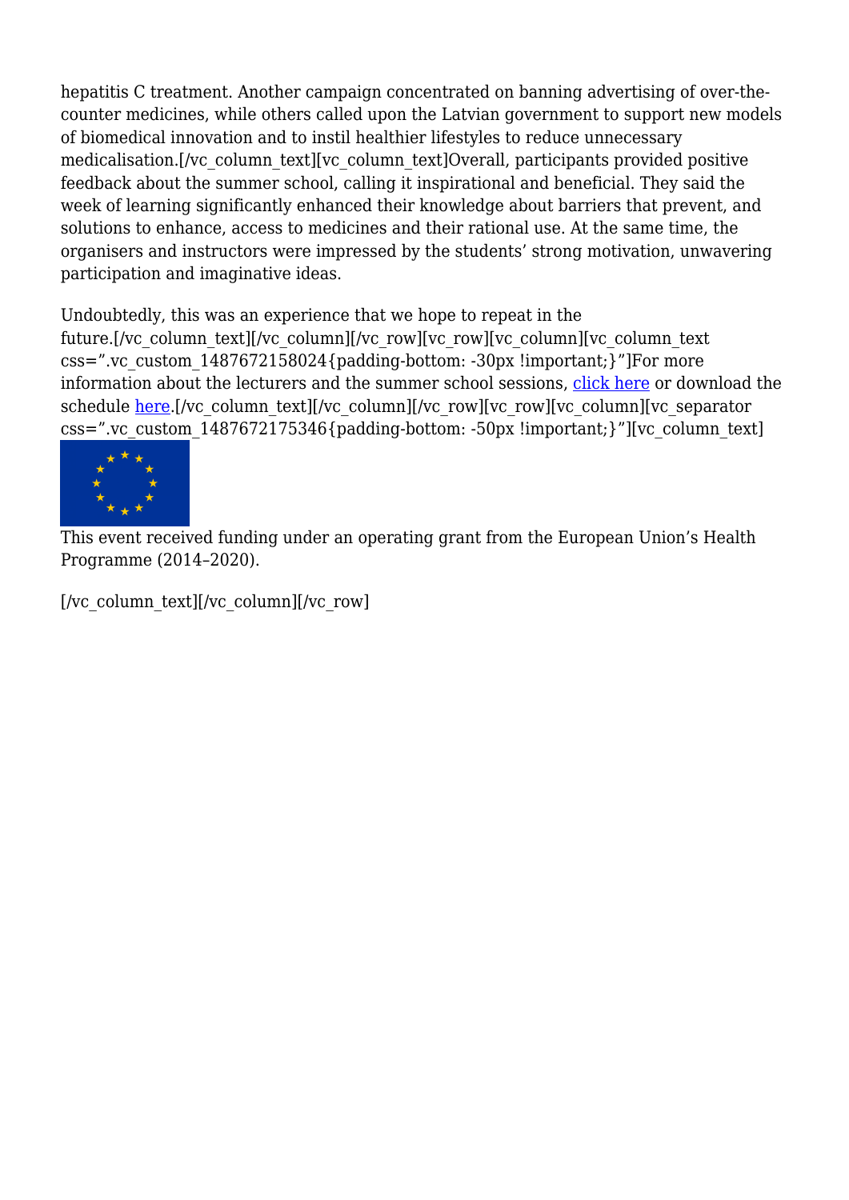hepatitis C treatment. Another campaign concentrated on banning advertising of over-the-counter medicines, while others called upon the Latvian government to support new models of biomedical innovation and to instil healthier lifestyles to reduce unnecessary medicalisation.[/vc_column_text][vc_column_text]Overall, participants provided positive feedback about the summer school, calling it inspirational and beneficial. They said the week of learning significantly enhanced their knowledge about barriers that prevent, and solutions to enhance, access to medicines and their rational use. At the same time, the organisers and instructors were impressed by the students' strong motivation, unwavering participation and imaginative ideas.

Undoubtedly, this was an experience that we hope to repeat in the future.[/vc_column_text][/vc_column][/vc_row][vc_row][vc_column][vc_column_text css=".vc_custom_1487672158024{padding-bottom: -30px !important;}"]For more information about the lecturers and the summer school sessions, click here or download the schedule here.[/vc_column_text][/vc_column][/vc_row][vc_row][vc_column][vc_separator css=".vc_custom_1487672175346{padding-bottom: -50px !important;}"][vc_column_text]

This event received funding under an operating grant from the European Union's Health Programme (2014–2020).

[/vc_column_text][/vc_column][/vc_row]